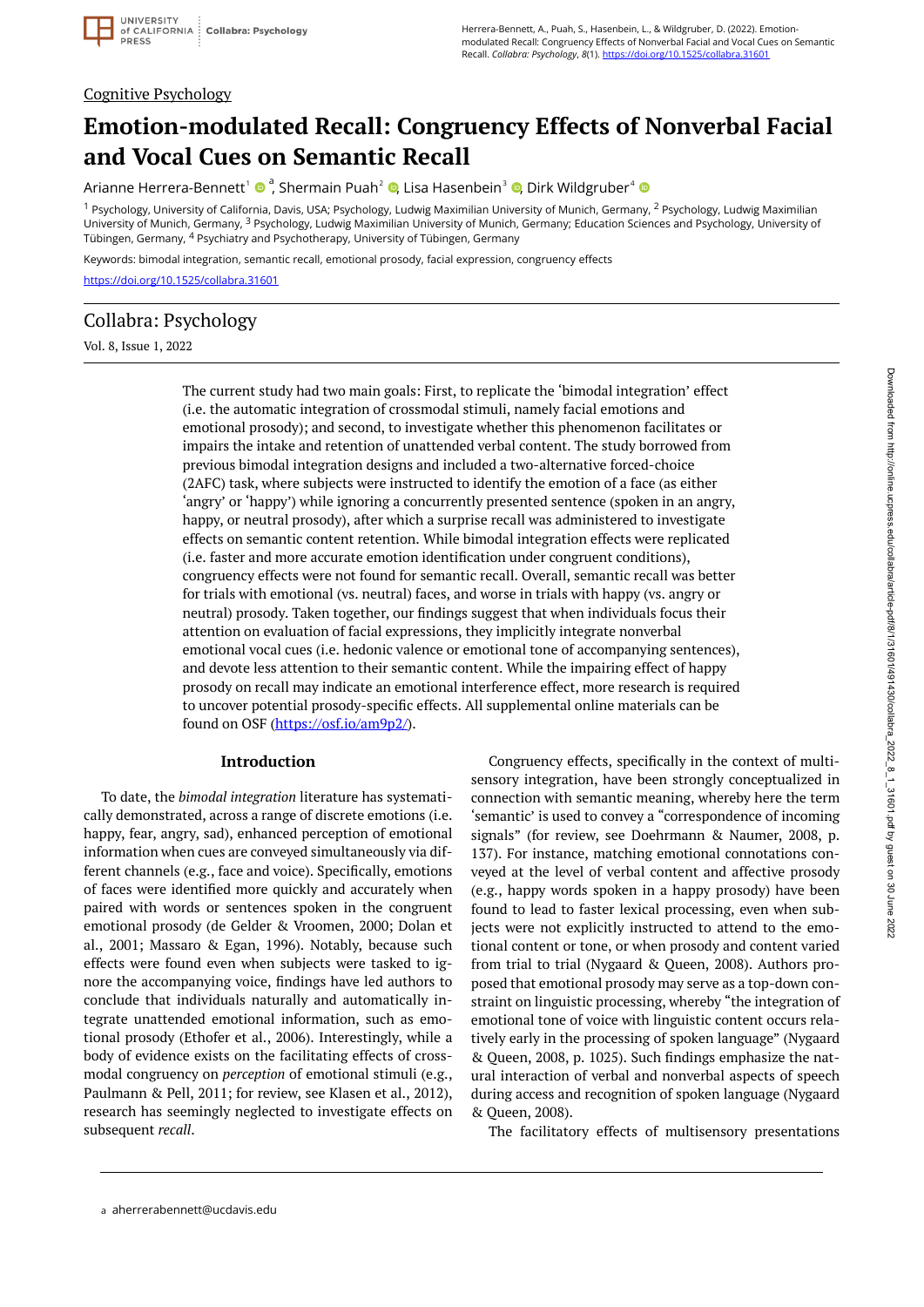Cognitive Psychology

# Emotion-modulated Recall: Congruency Effects of Nonverbal Facial and Vocal Cues on Semantic Recall

Arianne Herrera-Bennett[1] [a], Shermain Puah[2], Lisa Hasenbein[3], Dirk Wildgruber[4]

[1] Psychology, University of California, Davis, USA; Psychology, Ludwig Maximilian University of Munich, Germany, [2] Psychology, Ludwig Maximilian University of Munich, Germany, [3] Psychology, Ludwig Maximilian University of Munich, Germany; Education Sciences and Psychology, University of Tübingen, Germany, [4] Psychiatry and Psychotherapy, University of Tübingen, Germany

Keywords: bimodal integration, semantic recall, emotional prosody, facial expression, congruency effects

https://doi.org/10.1525/collabra.31601

Collabra: Psychology

Vol. 8, Issue 1, 2022

The current study had two main goals: First, to replicate the 'bimodal integration' effect (i.e. the automatic integration of crossmodal stimuli, namely facial emotions and emotional prosody); and second, to investigate whether this phenomenon facilitates or impairs the intake and retention of unattended verbal content. The study borrowed from previous bimodal integration designs and included a two-alternative forced-choice (2AFC) task, where subjects were instructed to identify the emotion of a face (as either 'angry' or 'happy') while ignoring a concurrently presented sentence (spoken in an angry, happy, or neutral prosody), after which a surprise recall was administered to investigate effects on semantic content retention. While bimodal integration effects were replicated (i.e. faster and more accurate emotion identification under congruent conditions), congruency effects were not found for semantic recall. Overall, semantic recall was better for trials with emotional (vs. neutral) faces, and worse in trials with happy (vs. angry or neutral) prosody. Taken together, our findings suggest that when individuals focus their attention on evaluation of facial expressions, they implicitly integrate nonverbal emotional vocal cues (i.e. hedonic valence or emotional tone of accompanying sentences), and devote less attention to their semantic content. While the impairing effect of happy prosody on recall may indicate an emotional interference effect, more research is required to uncover potential prosody-specific effects. All supplemental online materials can be found on OSF (https://osf.io/am9p2/).

## Introduction

To date, the *bimodal integration* literature has systematically demonstrated, across a range of discrete emotions (i.e. happy, fear, angry, sad), enhanced perception of emotional information when cues are conveyed simultaneously via different channels (e.g., face and voice). Specifically, emotions of faces were identified more quickly and accurately when paired with words or sentences spoken in the congruent emotional prosody (de Gelder & Vroomen, 2000; Dolan et al., 2001; Massaro & Egan, 1996). Notably, because such effects were found even when subjects were tasked to ignore the accompanying voice, findings have led authors to conclude that individuals naturally and automatically integrate unattended emotional information, such as emotional prosody (Ethofer et al., 2006). Interestingly, while a body of evidence exists on the facilitating effects of cross-modal congruency on *perception* of emotional stimuli (e.g., Paulmann & Pell, 2011; for review, see Klasen et al., 2012), research has seemingly neglected to investigate effects on subsequent *recall*.

Congruency effects, specifically in the context of multisensory integration, have been strongly conceptualized in connection with semantic meaning, whereby here the term 'semantic' is used to convey a "correspondence of incoming signals" (for review, see Doehrmann & Naumer, 2008, p. 137). For instance, matching emotional connotations conveyed at the level of verbal content and affective prosody (e.g., happy words spoken in a happy prosody) have been found to lead to faster lexical processing, even when subjects were not explicitly instructed to attend to the emotional content or tone, or when prosody and content varied from trial to trial (Nygaard & Queen, 2008). Authors proposed that emotional prosody may serve as a top-down constraint on linguistic processing, whereby "the integration of emotional tone of voice with linguistic content occurs relatively early in the processing of spoken language" (Nygaard & Queen, 2008, p. 1025). Such findings emphasize the natural interaction of verbal and nonverbal aspects of speech during access and recognition of spoken language (Nygaard & Queen, 2008).

The facilitatory effects of multisensory presentations

[a] aherrerabennett@ucdavis.edu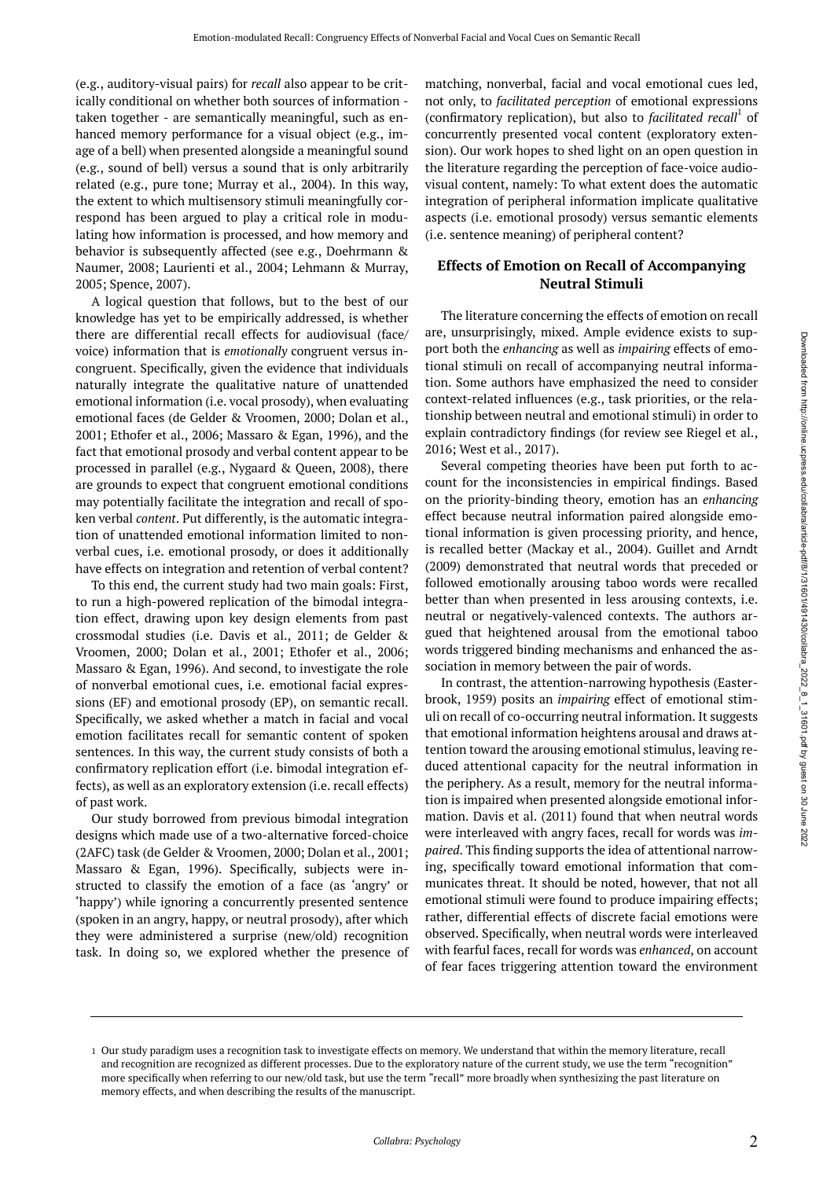(e.g., auditory-visual pairs) for *recall* also appear to be critically conditional on whether both sources of information - taken together - are semantically meaningful, such as enhanced memory performance for a visual object (e.g., image of a bell) when presented alongside a meaningful sound (e.g., sound of bell) versus a sound that is only arbitrarily related (e.g., pure tone; Murray et al., 2004). In this way, the extent to which multisensory stimuli meaningfully correspond has been argued to play a critical role in modulating how information is processed, and how memory and behavior is subsequently affected (see e.g., Doehrmann & Naumer, 2008; Laurienti et al., 2004; Lehmann & Murray, 2005; Spence, 2007).

A logical question that follows, but to the best of our knowledge has yet to be empirically addressed, is whether there are differential recall effects for audiovisual (face/voice) information that is *emotionally* congruent versus incongruent. Specifically, given the evidence that individuals naturally integrate the qualitative nature of unattended emotional information (i.e. vocal prosody), when evaluating emotional faces (de Gelder & Vroomen, 2000; Dolan et al., 2001; Ethofer et al., 2006; Massaro & Egan, 1996), and the fact that emotional prosody and verbal content appear to be processed in parallel (e.g., Nygaard & Queen, 2008), there are grounds to expect that congruent emotional conditions may potentially facilitate the integration and recall of spoken verbal *content*. Put differently, is the automatic integration of unattended emotional information limited to nonverbal cues, i.e. emotional prosody, or does it additionally have effects on integration and retention of verbal content?

To this end, the current study had two main goals: First, to run a high-powered replication of the bimodal integration effect, drawing upon key design elements from past crossmodal studies (i.e. Davis et al., 2011; de Gelder & Vroomen, 2000; Dolan et al., 2001; Ethofer et al., 2006; Massaro & Egan, 1996). And second, to investigate the role of nonverbal emotional cues, i.e. emotional facial expressions (EF) and emotional prosody (EP), on semantic recall. Specifically, we asked whether a match in facial and vocal emotion facilitates recall for semantic content of spoken sentences. In this way, the current study consists of both a confirmatory replication effort (i.e. bimodal integration effects), as well as an exploratory extension (i.e. recall effects) of past work.

Our study borrowed from previous bimodal integration designs which made use of a two-alternative forced-choice (2AFC) task (de Gelder & Vroomen, 2000; Dolan et al., 2001; Massaro & Egan, 1996). Specifically, subjects were instructed to classify the emotion of a face (as 'angry' or 'happy') while ignoring a concurrently presented sentence (spoken in an angry, happy, or neutral prosody), after which they were administered a surprise (new/old) recognition task. In doing so, we explored whether the presence of matching, nonverbal, facial and vocal emotional cues led, not only, to *facilitated perception* of emotional expressions (confirmatory replication), but also to *facilitated recall*[1] of concurrently presented vocal content (exploratory extension). Our work hopes to shed light on an open question in the literature regarding the perception of face-voice audiovisual content, namely: To what extent does the automatic integration of peripheral information implicate qualitative aspects (i.e. emotional prosody) versus semantic elements (i.e. sentence meaning) of peripheral content?

## Effects of Emotion on Recall of Accompanying Neutral Stimuli

The literature concerning the effects of emotion on recall are, unsurprisingly, mixed. Ample evidence exists to support both the *enhancing* as well as *impairing* effects of emotional stimuli on recall of accompanying neutral information. Some authors have emphasized the need to consider context-related influences (e.g., task priorities, or the relationship between neutral and emotional stimuli) in order to explain contradictory findings (for review see Riegel et al., 2016; West et al., 2017).

Several competing theories have been put forth to account for the inconsistencies in empirical findings. Based on the priority-binding theory, emotion has an *enhancing* effect because neutral information paired alongside emotional information is given processing priority, and hence, is recalled better (Mackay et al., 2004). Guillet and Arndt (2009) demonstrated that neutral words that preceded or followed emotionally arousing taboo words were recalled better than when presented in less arousing contexts, i.e. neutral or negatively-valenced contexts. The authors argued that heightened arousal from the emotional taboo words triggered binding mechanisms and enhanced the association in memory between the pair of words.

In contrast, the attention-narrowing hypothesis (Easterbrook, 1959) posits an *impairing* effect of emotional stimuli on recall of co-occurring neutral information. It suggests that emotional information heightens arousal and draws attention toward the arousing emotional stimulus, leaving reduced attentional capacity for the neutral information in the periphery. As a result, memory for the neutral information is impaired when presented alongside emotional information. Davis et al. (2011) found that when neutral words were interleaved with angry faces, recall for words was *impaired*. This finding supports the idea of attentional narrowing, specifically toward emotional information that communicates threat. It should be noted, however, that not all emotional stimuli were found to produce impairing effects; rather, differential effects of discrete facial emotions were observed. Specifically, when neutral words were interleaved with fearful faces, recall for words was *enhanced*, on account of fear faces triggering attention toward the environment

---

[1] Our study paradigm uses a recognition task to investigate effects on memory. We understand that within the memory literature, recall and recognition are recognized as different processes. Due to the exploratory nature of the current study, we use the term "recognition" more specifically when referring to our new/old task, but use the term "recall" more broadly when synthesizing the past literature on memory effects, and when describing the results of the manuscript.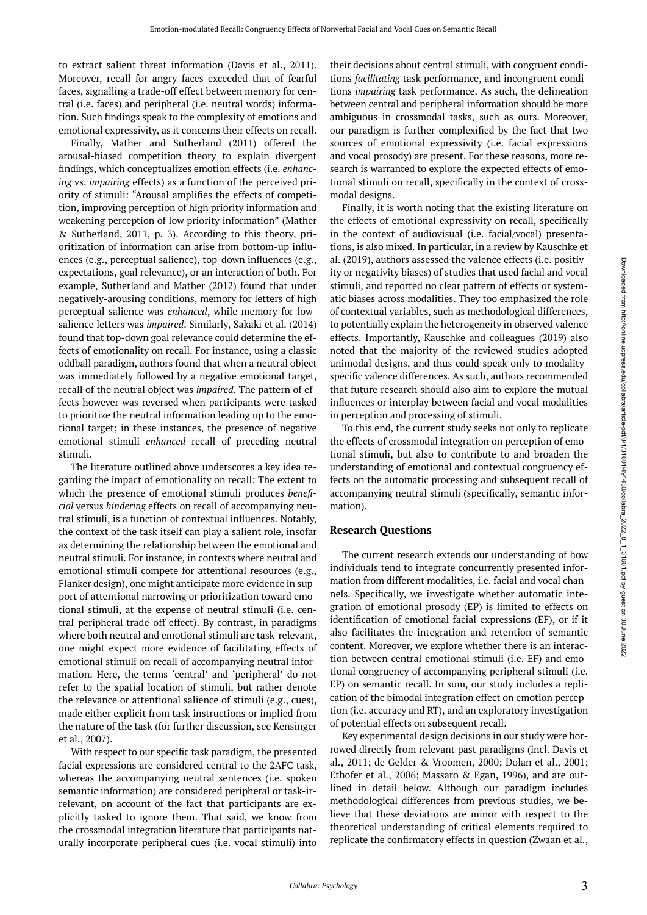to extract salient threat information (Davis et al., 2011). Moreover, recall for angry faces exceeded that of fearful faces, signalling a trade-off effect between memory for central (i.e. faces) and peripheral (i.e. neutral words) information. Such findings speak to the complexity of emotions and emotional expressivity, as it concerns their effects on recall.

Finally, Mather and Sutherland (2011) offered the arousal-biased competition theory to explain divergent findings, which conceptualizes emotion effects (i.e. *enhancing* vs. *impairing* effects) as a function of the perceived priority of stimuli: "Arousal amplifies the effects of competition, improving perception of high priority information and weakening perception of low priority information" (Mather & Sutherland, 2011, p. 3). According to this theory, prioritization of information can arise from bottom-up influences (e.g., perceptual salience), top-down influences (e.g., expectations, goal relevance), or an interaction of both. For example, Sutherland and Mather (2012) found that under negatively-arousing conditions, memory for letters of high perceptual salience was *enhanced*, while memory for low-salience letters was *impaired*. Similarly, Sakaki et al. (2014) found that top-down goal relevance could determine the effects of emotionality on recall. For instance, using a classic oddball paradigm, authors found that when a neutral object was immediately followed by a negative emotional target, recall of the neutral object was *impaired*. The pattern of effects however was reversed when participants were tasked to prioritize the neutral information leading up to the emotional target; in these instances, the presence of negative emotional stimuli *enhanced* recall of preceding neutral stimuli.

The literature outlined above underscores a key idea regarding the impact of emotionality on recall: The extent to which the presence of emotional stimuli produces *beneficial* versus *hindering* effects on recall of accompanying neutral stimuli, is a function of contextual influences. Notably, the context of the task itself can play a salient role, insofar as determining the relationship between the emotional and neutral stimuli. For instance, in contexts where neutral and emotional stimuli compete for attentional resources (e.g., Flanker design), one might anticipate more evidence in support of attentional narrowing or prioritization toward emotional stimuli, at the expense of neutral stimuli (i.e. central-peripheral trade-off effect). By contrast, in paradigms where both neutral and emotional stimuli are task-relevant, one might expect more evidence of facilitating effects of emotional stimuli on recall of accompanying neutral information. Here, the terms 'central' and 'peripheral' do not refer to the spatial location of stimuli, but rather denote the relevance or attentional salience of stimuli (e.g., cues), made either explicit from task instructions or implied from the nature of the task (for further discussion, see Kensinger et al., 2007).

With respect to our specific task paradigm, the presented facial expressions are considered central to the 2AFC task, whereas the accompanying neutral sentences (i.e. spoken semantic information) are considered peripheral or task-irrelevant, on account of the fact that participants are explicitly tasked to ignore them. That said, we know from the crossmodal integration literature that participants naturally incorporate peripheral cues (i.e. vocal stimuli) into their decisions about central stimuli, with congruent conditions *facilitating* task performance, and incongruent conditions *impairing* task performance. As such, the delineation between central and peripheral information should be more ambiguous in crossmodal tasks, such as ours. Moreover, our paradigm is further complexified by the fact that two sources of emotional expressivity (i.e. facial expressions and vocal prosody) are present. For these reasons, more research is warranted to explore the expected effects of emotional stimuli on recall, specifically in the context of crossmodal designs.

Finally, it is worth noting that the existing literature on the effects of emotional expressivity on recall, specifically in the context of audiovisual (i.e. facial/vocal) presentations, is also mixed. In particular, in a review by Kauschke et al. (2019), authors assessed the valence effects (i.e. positivity or negativity biases) of studies that used facial and vocal stimuli, and reported no clear pattern of effects or systematic biases across modalities. They too emphasized the role of contextual variables, such as methodological differences, to potentially explain the heterogeneity in observed valence effects. Importantly, Kauschke and colleagues (2019) also noted that the majority of the reviewed studies adopted unimodal designs, and thus could speak only to modality-specific valence differences. As such, authors recommended that future research should also aim to explore the mutual influences or interplay between facial and vocal modalities in perception and processing of stimuli.

To this end, the current study seeks not only to replicate the effects of crossmodal integration on perception of emotional stimuli, but also to contribute to and broaden the understanding of emotional and contextual congruency effects on the automatic processing and subsequent recall of accompanying neutral stimuli (specifically, semantic information).

## Research Questions

The current research extends our understanding of how individuals tend to integrate concurrently presented information from different modalities, i.e. facial and vocal channels. Specifically, we investigate whether automatic integration of emotional prosody (EP) is limited to effects on identification of emotional facial expressions (EF), or if it also facilitates the integration and retention of semantic content. Moreover, we explore whether there is an interaction between central emotional stimuli (i.e. EF) and emotional congruency of accompanying peripheral stimuli (i.e. EP) on semantic recall. In sum, our study includes a replication of the bimodal integration effect on emotion perception (i.e. accuracy and RT), and an exploratory investigation of potential effects on subsequent recall.

Key experimental design decisions in our study were borrowed directly from relevant past paradigms (incl. Davis et al., 2011; de Gelder & Vroomen, 2000; Dolan et al., 2001; Ethofer et al., 2006; Massaro & Egan, 1996), and are outlined in detail below. Although our paradigm includes methodological differences from previous studies, we believe that these deviations are minor with respect to the theoretical understanding of critical elements required to replicate the confirmatory effects in question (Zwaan et al.,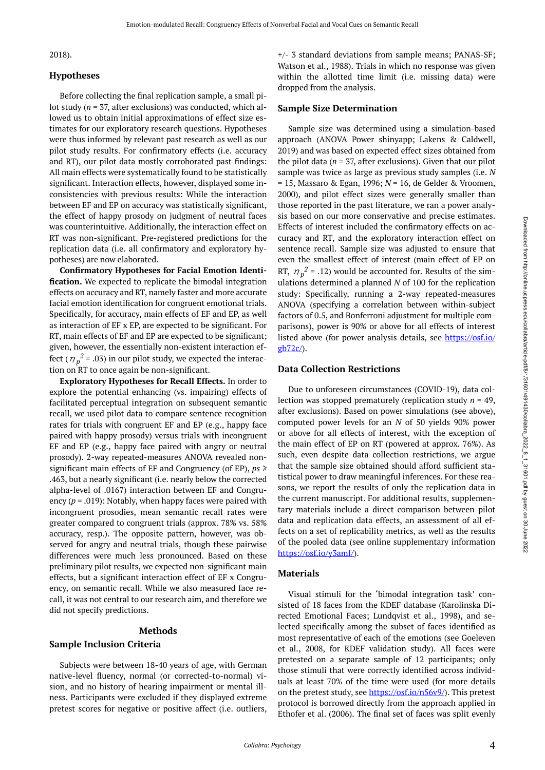2018).

## Hypotheses

Before collecting the final replication sample, a small pilot study ($n$ = 37, after exclusions) was conducted, which allowed us to obtain initial approximations of effect size estimates for our exploratory research questions. Hypotheses were thus informed by relevant past research as well as our pilot study results. For confirmatory effects (i.e. accuracy and RT), our pilot data mostly corroborated past findings: All main effects were systematically found to be statistically significant. Interaction effects, however, displayed some inconsistencies with previous results: While the interaction between EF and EP on accuracy was statistically significant, the effect of happy prosody on judgment of neutral faces was counterintuitive. Additionally, the interaction effect on RT was non-significant. Pre-registered predictions for the replication data (i.e. all confirmatory and exploratory hypotheses) are now elaborated.

**Confirmatory Hypotheses for Facial Emotion Identification.** We expected to replicate the bimodal integration effects on accuracy and RT, namely faster and more accurate facial emotion identification for congruent emotional trials. Specifically, for accuracy, main effects of EF and EP, as well as interaction of EF x EP, are expected to be significant. For RT, main effects of EF and EP are expected to be significant; given, however, the essentially non-existent interaction effect ($\eta_p^2$ = .03) in our pilot study, we expected the interaction on RT to once again be non-significant.

**Exploratory Hypotheses for Recall Effects.** In order to explore the potential enhancing (vs. impairing) effects of facilitated perceptual integration on subsequent semantic recall, we used pilot data to compare sentence recognition rates for trials with congruent EF and EP (e.g., happy face paired with happy prosody) versus trials with incongruent EF and EP (e.g., happy face paired with angry or neutral prosody). 2-way repeated-measures ANOVA revealed non-significant main effects of EF and Congruency (of EP), $ps \geq .463$, but a nearly significant (i.e. nearly below the corrected alpha-level of .0167) interaction between EF and Congruency ($p$ = .019): Notably, when happy faces were paired with incongruent prosodies, mean semantic recall rates were greater compared to congruent trials (approx. 78% vs. 58% accuracy, resp.). The opposite pattern, however, was observed for angry and neutral trials, though these pairwise differences were much less pronounced. Based on these preliminary pilot results, we expected non-significant main effects, but a significant interaction effect of EF x Congruency, on semantic recall. While we also measured face recall, it was not central to our research aim, and therefore we did not specify predictions.

# Methods

## Sample Inclusion Criteria

Subjects were between 18-40 years of age, with German native-level fluency, normal (or corrected-to-normal) vision, and no history of hearing impairment or mental illness. Participants were excluded if they displayed extreme pretest scores for negative or positive affect (i.e. outliers, +/- 3 standard deviations from sample means; PANAS-SF; Watson et al., 1988). Trials in which no response was given within the allotted time limit (i.e. missing data) were dropped from the analysis.

## Sample Size Determination

Sample size was determined using a simulation-based approach (ANOVA Power shinyapp; Lakens & Caldwell, 2019) and was based on expected effect sizes obtained from the pilot data ($n$ = 37, after exclusions). Given that our pilot sample was twice as large as previous study samples (i.e. $N$ = 15, Massaro & Egan, 1996; $N$ = 16, de Gelder & Vroomen, 2000), and pilot effect sizes were generally smaller than those reported in the past literature, we ran a power analysis based on our more conservative and precise estimates. Effects of interest included the confirmatory effects on accuracy and RT, and the exploratory interaction effect on sentence recall. Sample size was adjusted to ensure that even the smallest effect of interest (main effect of EP on RT, $\eta_p^2$ = .12) would be accounted for. Results of the simulations determined a planned $N$ of 100 for the replication study: Specifically, running a 2-way repeated-measures ANOVA (specifying a correlation between within-subject factors of 0.5, and Bonferroni adjustment for multiple comparisons), power is 90% or above for all effects of interest listed above (for power analysis details, see https://osf.io/gb72c/).

## Data Collection Restrictions

Due to unforeseen circumstances (COVID-19), data collection was stopped prematurely (replication study $n$ = 49, after exclusions). Based on power simulations (see above), computed power levels for an $N$ of 50 yields 90% power or above for all effects of interest, with the exception of the main effect of EP on RT (powered at approx. 76%). As such, even despite data collection restrictions, we argue that the sample size obtained should afford sufficient statistical power to draw meaningful inferences. For these reasons, we report the results of only the replication data in the current manuscript. For additional results, supplementary materials include a direct comparison between pilot data and replication data effects, an assessment of all effects on a set of replicability metrics, as well as the results of the pooled data (see online supplementary information https://osf.io/y3amf/).

## Materials

Visual stimuli for the 'bimodal integration task' consisted of 18 faces from the KDEF database (Karolinska Directed Emotional Faces; Lundqvist et al., 1998), and selected specifically among the subset of faces identified as most representative of each of the emotions (see Goeleven et al., 2008, for KDEF validation study). All faces were pretested on a separate sample of 12 participants; only those stimuli that were correctly identified across individuals at least 70% of the time were used (for more details on the pretest study, see https://osf.io/n56v9/). This pretest protocol is borrowed directly from the approach applied in Ethofer et al. (2006). The final set of faces was split evenly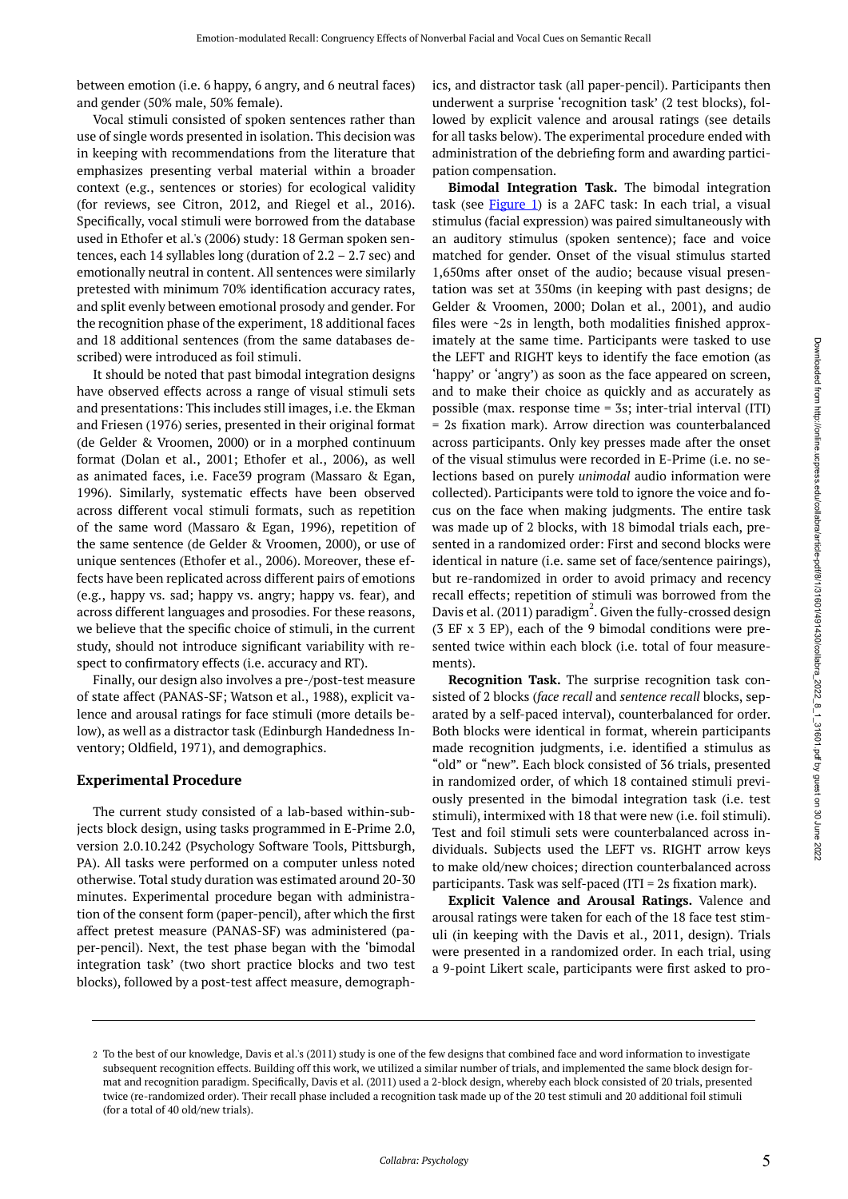between emotion (i.e. 6 happy, 6 angry, and 6 neutral faces) and gender (50% male, 50% female).

Vocal stimuli consisted of spoken sentences rather than use of single words presented in isolation. This decision was in keeping with recommendations from the literature that emphasizes presenting verbal material within a broader context (e.g., sentences or stories) for ecological validity (for reviews, see Citron, 2012, and Riegel et al., 2016). Specifically, vocal stimuli were borrowed from the database used in Ethofer et al.'s (2006) study: 18 German spoken sentences, each 14 syllables long (duration of 2.2 – 2.7 sec) and emotionally neutral in content. All sentences were similarly pretested with minimum 70% identification accuracy rates, and split evenly between emotional prosody and gender. For the recognition phase of the experiment, 18 additional faces and 18 additional sentences (from the same databases described) were introduced as foil stimuli.

It should be noted that past bimodal integration designs have observed effects across a range of visual stimuli sets and presentations: This includes still images, i.e. the Ekman and Friesen (1976) series, presented in their original format (de Gelder & Vroomen, 2000) or in a morphed continuum format (Dolan et al., 2001; Ethofer et al., 2006), as well as animated faces, i.e. Face39 program (Massaro & Egan, 1996). Similarly, systematic effects have been observed across different vocal stimuli formats, such as repetition of the same word (Massaro & Egan, 1996), repetition of the same sentence (de Gelder & Vroomen, 2000), or use of unique sentences (Ethofer et al., 2006). Moreover, these effects have been replicated across different pairs of emotions (e.g., happy vs. sad; happy vs. angry; happy vs. fear), and across different languages and prosodies. For these reasons, we believe that the specific choice of stimuli, in the current study, should not introduce significant variability with respect to confirmatory effects (i.e. accuracy and RT).

Finally, our design also involves a pre-/post-test measure of state affect (PANAS-SF; Watson et al., 1988), explicit valence and arousal ratings for face stimuli (more details below), as well as a distractor task (Edinburgh Handedness Inventory; Oldfield, 1971), and demographics.

## Experimental Procedure

The current study consisted of a lab-based within-subjects block design, using tasks programmed in E-Prime 2.0, version 2.0.10.242 (Psychology Software Tools, Pittsburgh, PA). All tasks were performed on a computer unless noted otherwise. Total study duration was estimated around 20-30 minutes. Experimental procedure began with administration of the consent form (paper-pencil), after which the first affect pretest measure (PANAS-SF) was administered (paper-pencil). Next, the test phase began with the 'bimodal integration task' (two short practice blocks and two test blocks), followed by a post-test affect measure, demographics, and distractor task (all paper-pencil). Participants then underwent a surprise 'recognition task' (2 test blocks), followed by explicit valence and arousal ratings (see details for all tasks below). The experimental procedure ended with administration of the debriefing form and awarding participation compensation.

**Bimodal Integration Task.** The bimodal integration task (see Figure 1) is a 2AFC task: In each trial, a visual stimulus (facial expression) was paired simultaneously with an auditory stimulus (spoken sentence); face and voice matched for gender. Onset of the visual stimulus started 1,650ms after onset of the audio; because visual presentation was set at 350ms (in keeping with past designs; de Gelder & Vroomen, 2000; Dolan et al., 2001), and audio files were ~2s in length, both modalities finished approximately at the same time. Participants were tasked to use the LEFT and RIGHT keys to identify the face emotion (as 'happy' or 'angry') as soon as the face appeared on screen, and to make their choice as quickly and as accurately as possible (max. response time = 3s; inter-trial interval (ITI) = 2s fixation mark). Arrow direction was counterbalanced across participants. Only key presses made after the onset of the visual stimulus were recorded in E-Prime (i.e. no selections based on purely *unimodal* audio information were collected). Participants were told to ignore the voice and focus on the face when making judgments. The entire task was made up of 2 blocks, with 18 bimodal trials each, presented in a randomized order: First and second blocks were identical in nature (i.e. same set of face/sentence pairings), but re-randomized in order to avoid primacy and recency recall effects; repetition of stimuli was borrowed from the Davis et al. (2011) paradigm[2]. Given the fully-crossed design (3 EF x 3 EP), each of the 9 bimodal conditions were presented twice within each block (i.e. total of four measurements).

**Recognition Task.** The surprise recognition task consisted of 2 blocks (*face recall* and *sentence recall* blocks, separated by a self-paced interval), counterbalanced for order. Both blocks were identical in format, wherein participants made recognition judgments, i.e. identified a stimulus as "old" or "new". Each block consisted of 36 trials, presented in randomized order, of which 18 contained stimuli previously presented in the bimodal integration task (i.e. test stimuli), intermixed with 18 that were new (i.e. foil stimuli). Test and foil stimuli sets were counterbalanced across individuals. Subjects used the LEFT vs. RIGHT arrow keys to make old/new choices; direction counterbalanced across participants. Task was self-paced (ITI = 2s fixation mark).

**Explicit Valence and Arousal Ratings.** Valence and arousal ratings were taken for each of the 18 face test stimuli (in keeping with the Davis et al., 2011, design). Trials were presented in a randomized order. In each trial, using a 9-point Likert scale, participants were first asked to pro-

---

2 To the best of our knowledge, Davis et al.'s (2011) study is one of the few designs that combined face and word information to investigate subsequent recognition effects. Building off this work, we utilized a similar number of trials, and implemented the same block design format and recognition paradigm. Specifically, Davis et al. (2011) used a 2-block design, whereby each block consisted of 20 trials, presented twice (re-randomized order). Their recall phase included a recognition task made up of the 20 test stimuli and 20 additional foil stimuli (for a total of 40 old/new trials).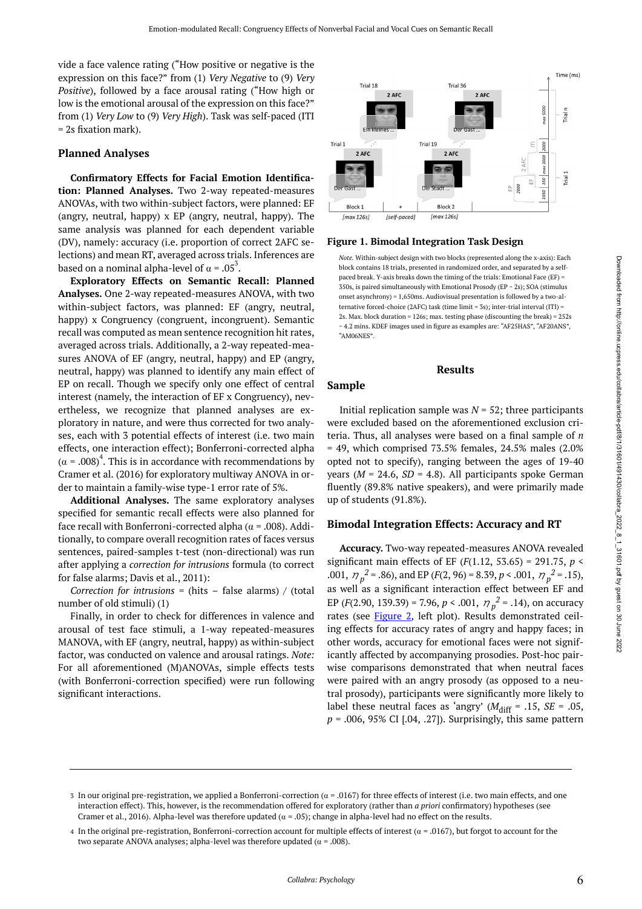vide a face valence rating ("How positive or negative is the expression on this face?" from (1) *Very Negative* to (9) *Very Positive*), followed by a face arousal rating ("How high or low is the emotional arousal of the expression on this face?" from (1) *Very Low* to (9) *Very High*). Task was self-paced (ITI = 2s fixation mark).

## Planned Analyses

**Confirmatory Effects for Facial Emotion Identification: Planned Analyses.** Two 2-way repeated-measures ANOVAs, with two within-subject factors, were planned: EF (angry, neutral, happy) x EP (angry, neutral, happy). The same analysis was planned for each dependent variable (DV), namely: accuracy (i.e. proportion of correct 2AFC selections) and mean RT, averaged across trials. Inferences are based on a nominal alpha-level of $\alpha = .05$[3].

**Exploratory Effects on Semantic Recall: Planned Analyses.** One 2-way repeated-measures ANOVA, with two within-subject factors, was planned: EF (angry, neutral, happy) x Congruency (congruent, incongruent). Semantic recall was computed as mean sentence recognition hit rates, averaged across trials. Additionally, a 2-way repeated-measures ANOVA of EF (angry, neutral, happy) and EP (angry, neutral, happy) was planned to identify any main effect of EP on recall. Though we specify only one effect of central interest (namely, the interaction of EF x Congruency), nevertheless, we recognize that planned analyses are exploratory in nature, and were thus corrected for two analyses, each with 3 potential effects of interest (i.e. two main effects, one interaction effect); Bonferroni-corrected alpha ($\alpha = .008$)[4]. This is in accordance with recommendations by Cramer et al. (2016) for exploratory multiway ANOVA in order to maintain a family-wise type-1 error rate of 5%.

**Additional Analyses.** The same exploratory analyses specified for semantic recall effects were also planned for face recall with Bonferroni-corrected alpha ($\alpha = .008$). Additionally, to compare overall recognition rates of faces versus sentences, paired-samples t-test (non-directional) was run after applying a *correction for intrusions* formula (to correct for false alarms; Davis et al., 2011):

*Correction for intrusions* = (hits − false alarms) / (total number of old stimuli) (1)

Finally, in order to check for differences in valence and arousal of test face stimuli, a 1-way repeated-measures MANOVA, with EF (angry, neutral, happy) as within-subject factor, was conducted on valence and arousal ratings. *Note:* For all aforementioned (M)ANOVAs, simple effects tests (with Bonferroni-correction specified) were run following significant interactions.

**Figure 1. Bimodal Integration Task Design**

*Note.* Within-subject design with two blocks (represented along the x-axis): Each block contains 18 trials, presented in randomized order, and separated by a self-paced break. Y-axis breaks down the timing of the trials: Emotional Face (EF) = 350s, is paired simultaneously with Emotional Prosody (EP ~ 2s); SOA (stimulus onset asynchrony) = 1,650ms. Audiovisual presentation is followed by a two-alternative forced-choice (2AFC) task (time limit = 3s); inter-trial interval (ITI) = 2s. Max. block duration = 126s; max. testing phase (discounting the break) = 252s ~ 4.2 mins. KDEF images used in figure as examples are: "AF25HAS", "AF20ANS", "AM06NES".

## Results

## Sample

Initial replication sample was $N = 52$; three participants were excluded based on the aforementioned exclusion criteria. Thus, all analyses were based on a final sample of $n = 49$, which comprised 73.5% females, 24.5% males (2.0% opted not to respond), ranging between the ages of 19-40 years ($M = 24.6$, $SD = 4.8$). All participants spoke German fluently (89.8% native speakers), and were primarily made up of students (91.8%).

## Bimodal Integration Effects: Accuracy and RT

**Accuracy.** Two-way repeated-measures ANOVA revealed significant main effects of EF ($F(1.12, 53.65) = 291.75$, $p < .001$, $\eta_p^2 = .86$), and EP ($F(2, 96) = 8.39$, $p < .001$, $\eta_p^2 = .15$), as well as a significant interaction effect between EF and EP ($F(2.90, 139.39) = 7.96$, $p < .001$, $\eta_p^2 = .14$), on accuracy rates (see Figure 2, left plot). Results demonstrated ceiling effects for accuracy rates of angry and happy faces; in other words, accuracy for emotional faces were not significantly affected by accompanying prosodies. Post-hoc pairwise comparisons demonstrated that when neutral faces were paired with an angry prosody (as opposed to a neutral prosody), participants were significantly more likely to label these neutral faces as 'angry' ($M_{\text{diff}} = .15$, $SE = .05$, $p = .006$, 95% CI [.04, .27]). Surprisingly, this same pattern

---

3 In our original pre-registration, we applied a Bonferroni-correction ($\alpha = .0167$) for three effects of interest (i.e. two main effects, and one interaction effect). This, however, is the recommendation offered for exploratory (rather than *a priori* confirmatory) hypotheses (see Cramer et al., 2016). Alpha-level was therefore updated ($\alpha = .05$); change in alpha-level had no effect on the results.

4 In the original pre-registration, Bonferroni-correction account for multiple effects of interest ($\alpha = .0167$), but forgot to account for the two separate ANOVA analyses; alpha-level was therefore updated ($\alpha = .008$).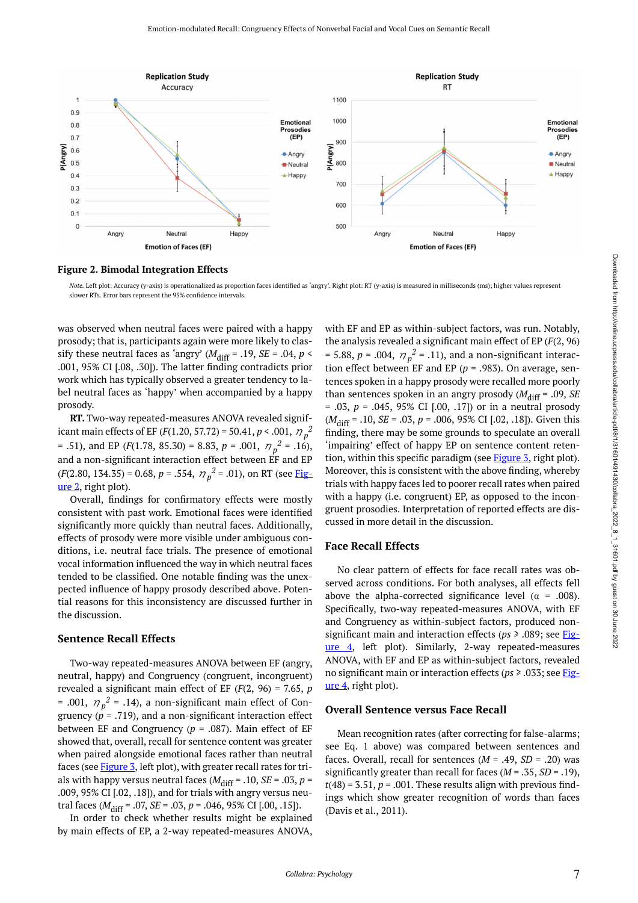**Figure 2. Bimodal Integration Effects**

*Note.* Left plot: Accuracy (y-axis) is operationalized as proportion faces identified as 'angry'. Right plot: RT (y-axis) is measured in milliseconds (ms); higher values represent slower RTs. Error bars represent the 95% confidence intervals.

was observed when neutral faces were paired with a happy prosody; that is, participants again were more likely to classify these neutral faces as 'angry' ($M_{diff}$ = .19, *SE* = .04, $p <$ .001, 95% CI [.08, .30]). The latter finding contradicts prior work which has typically observed a greater tendency to label neutral faces as 'happy' when accompanied by a happy prosody.

**RT.** Two-way repeated-measures ANOVA revealed significant main effects of EF ($F(1.20, 57.72) = 50.41$, $p < .001$, $\eta_p^2 = .51$), and EP ($F(1.78, 85.30) = 8.83$, $p = .001$, $\eta_p^2 = .16$), and a non-significant interaction effect between EF and EP ($F(2.80, 134.35) = 0.68$, $p = .554$, $\eta_p^2 = .01$), on RT (see Figure 2, right plot).

Overall, findings for confirmatory effects were mostly consistent with past work. Emotional faces were identified significantly more quickly than neutral faces. Additionally, effects of prosody were more visible under ambiguous conditions, i.e. neutral face trials. The presence of emotional vocal information influenced the way in which neutral faces tended to be classified. One notable finding was the unexpected influence of happy prosody described above. Potential reasons for this inconsistency are discussed further in the discussion.

## Sentence Recall Effects

Two-way repeated-measures ANOVA between EF (angry, neutral, happy) and Congruency (congruent, incongruent) revealed a significant main effect of EF ($F(2, 96) = 7.65$, $p = .001$, $\eta_p^2 = .14$), a non-significant main effect of Congruency ($p = .719$), and a non-significant interaction effect between EF and Congruency ($p = .087$). Main effect of EF showed that, overall, recall for sentence content was greater when paired alongside emotional faces rather than neutral faces (see Figure 3, left plot), with greater recall rates for trials with happy versus neutral faces ($M_{diff}$ = .10, *SE* = .03, $p$ = .009, 95% CI [.02, .18]), and for trials with angry versus neutral faces ($M_{diff}$ = .07, *SE* = .03, $p$ = .046, 95% CI [.00, .15]).

In order to check whether results might be explained by main effects of EP, a 2-way repeated-measures ANOVA, with EF and EP as within-subject factors, was run. Notably, the analysis revealed a significant main effect of EP ($F(2, 96) = 5.88$, $p = .004$, $\eta_p^2 = .11$), and a non-significant interaction effect between EF and EP ($p = .983$). On average, sentences spoken in a happy prosody were recalled more poorly than sentences spoken in an angry prosody ($M_{diff}$ = .09, *SE* = .03, $p$ = .045, 95% CI [.00, .17]) or in a neutral prosody ($M_{diff}$ = .10, *SE* = .03, $p$ = .006, 95% CI [.02, .18]). Given this finding, there may be some grounds to speculate an overall 'impairing' effect of happy EP on sentence content retention, within this specific paradigm (see Figure 3, right plot). Moreover, this is consistent with the above finding, whereby trials with happy faces led to poorer recall rates when paired with a happy (i.e. congruent) EP, as opposed to the incongruent prosodies. Interpretation of reported effects are discussed in more detail in the discussion.

## Face Recall Effects

No clear pattern of effects for face recall rates was observed across conditions. For both analyses, all effects fell above the alpha-corrected significance level ($\alpha$ = .008). Specifically, two-way repeated-measures ANOVA, with EF and Congruency as within-subject factors, produced non-significant main and interaction effects (*ps* ⩾ .089; see Figure 4, left plot). Similarly, 2-way repeated-measures ANOVA, with EF and EP as within-subject factors, revealed no significant main or interaction effects (*ps* ⩾ .033; see Figure 4, right plot).

## Overall Sentence versus Face Recall

Mean recognition rates (after correcting for false-alarms; see Eq. 1 above) was compared between sentences and faces. Overall, recall for sentences ($M$ = .49, $SD$ = .20) was significantly greater than recall for faces ($M$ = .35, $SD$ = .19), $t(48) = 3.51$, $p = .001$. These results align with previous findings which show greater recognition of words than faces (Davis et al., 2011).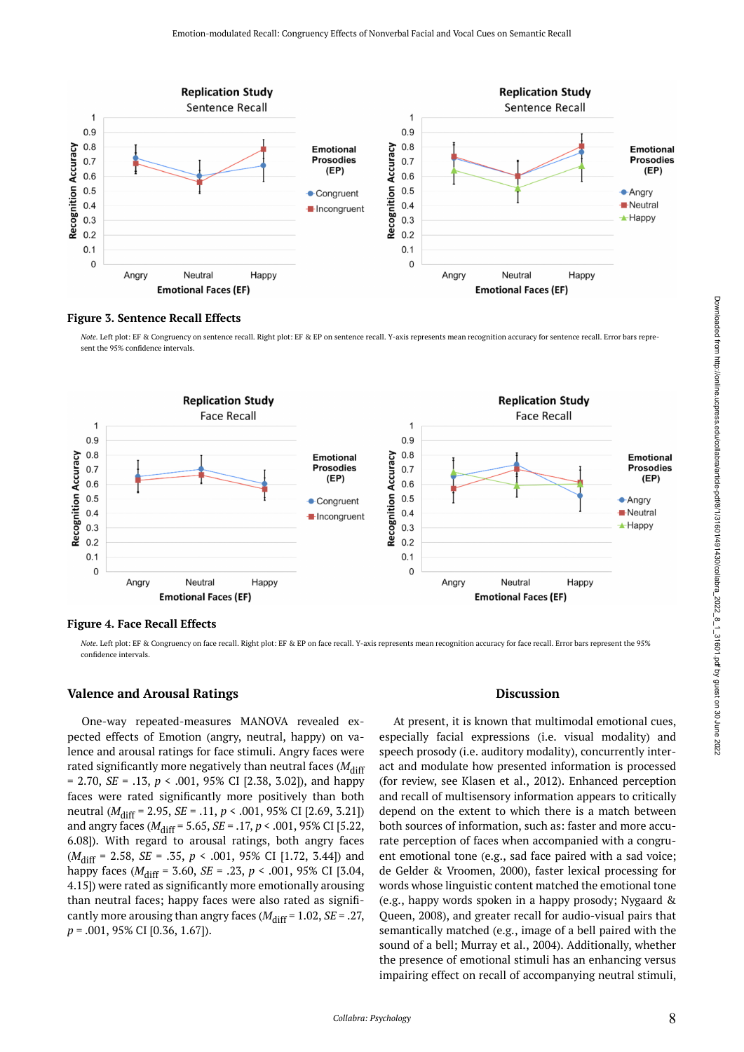**Figure 3. Sentence Recall Effects**

*Note.* Left plot: EF & Congruency on sentence recall. Right plot: EF & EP on sentence recall. Y-axis represents mean recognition accuracy for sentence recall. Error bars represent the 95% confidence intervals.

**Figure 4. Face Recall Effects**

*Note.* Left plot: EF & Congruency on face recall. Right plot: EF & EP on face recall. Y-axis represents mean recognition accuracy for face recall. Error bars represent the 95% confidence intervals.

## Valence and Arousal Ratings

One-way repeated-measures MANOVA revealed expected effects of Emotion (angry, neutral, happy) on valence and arousal ratings for face stimuli. Angry faces were rated significantly more negatively than neutral faces ($M_{diff}$ = 2.70, *SE* = .13, $p < .001$, 95% CI [2.38, 3.02]), and happy faces were rated significantly more positively than both neutral ($M_{diff}$ = 2.95, *SE* = .11, $p < .001$, 95% CI [2.69, 3.21]) and angry faces ($M_{diff}$ = 5.65, *SE* = .17, $p < .001$, 95% CI [5.22, 6.08]). With regard to arousal ratings, both angry faces ($M_{diff}$ = 2.58, *SE* = .35, $p < .001$, 95% CI [1.72, 3.44]) and happy faces ($M_{diff}$ = 3.60, *SE* = .23, $p < .001$, 95% CI [3.04, 4.15]) were rated as significantly more emotionally arousing than neutral faces; happy faces were also rated as significantly more arousing than angry faces ($M_{diff}$ = 1.02, *SE* = .27, $p = .001$, 95% CI [0.36, 1.67]).

## Discussion

At present, it is known that multimodal emotional cues, especially facial expressions (i.e. visual modality) and speech prosody (i.e. auditory modality), concurrently interact and modulate how presented information is processed (for review, see Klasen et al., 2012). Enhanced perception and recall of multisensory information appears to critically depend on the extent to which there is a match between both sources of information, such as: faster and more accurate perception of faces when accompanied with a congruent emotional tone (e.g., sad face paired with a sad voice; de Gelder & Vroomen, 2000), faster lexical processing for words whose linguistic content matched the emotional tone (e.g., happy words spoken in a happy prosody; Nygaard & Queen, 2008), and greater recall for audio-visual pairs that semantically matched (e.g., image of a bell paired with the sound of a bell; Murray et al., 2004). Additionally, whether the presence of emotional stimuli has an enhancing versus impairing effect on recall of accompanying neutral stimuli,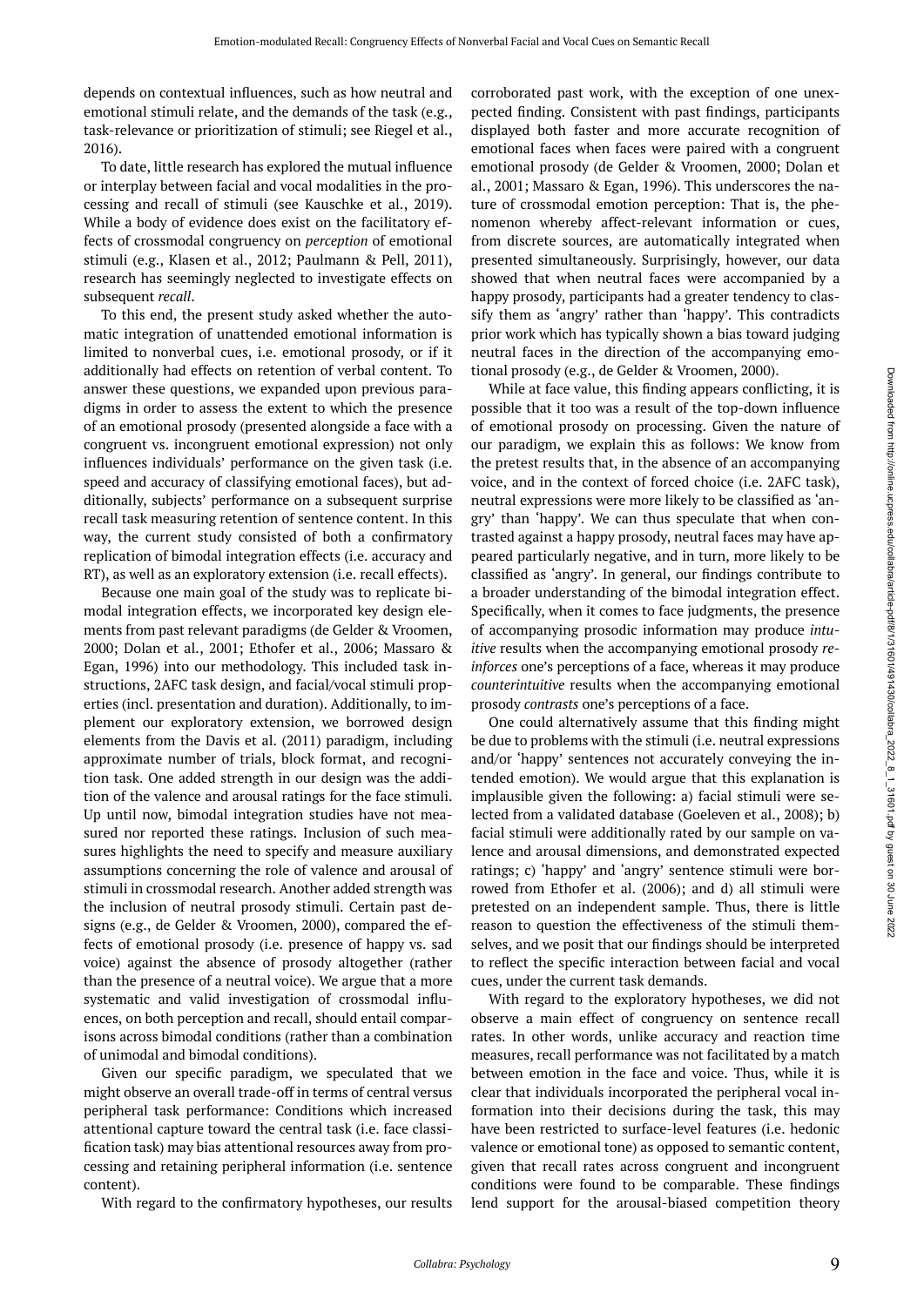depends on contextual influences, such as how neutral and emotional stimuli relate, and the demands of the task (e.g., task-relevance or prioritization of stimuli; see Riegel et al., 2016).

To date, little research has explored the mutual influence or interplay between facial and vocal modalities in the processing and recall of stimuli (see Kauschke et al., 2019). While a body of evidence does exist on the facilitatory effects of crossmodal congruency on *perception* of emotional stimuli (e.g., Klasen et al., 2012; Paulmann & Pell, 2011), research has seemingly neglected to investigate effects on subsequent *recall*.

To this end, the present study asked whether the automatic integration of unattended emotional information is limited to nonverbal cues, i.e. emotional prosody, or if it additionally had effects on retention of verbal content. To answer these questions, we expanded upon previous paradigms in order to assess the extent to which the presence of an emotional prosody (presented alongside a face with a congruent vs. incongruent emotional expression) not only influences individuals' performance on the given task (i.e. speed and accuracy of classifying emotional faces), but additionally, subjects' performance on a subsequent surprise recall task measuring retention of sentence content. In this way, the current study consisted of both a confirmatory replication of bimodal integration effects (i.e. accuracy and RT), as well as an exploratory extension (i.e. recall effects).

Because one main goal of the study was to replicate bimodal integration effects, we incorporated key design elements from past relevant paradigms (de Gelder & Vroomen, 2000; Dolan et al., 2001; Ethofer et al., 2006; Massaro & Egan, 1996) into our methodology. This included task instructions, 2AFC task design, and facial/vocal stimuli properties (incl. presentation and duration). Additionally, to implement our exploratory extension, we borrowed design elements from the Davis et al. (2011) paradigm, including approximate number of trials, block format, and recognition task. One added strength in our design was the addition of the valence and arousal ratings for the face stimuli. Up until now, bimodal integration studies have not measured nor reported these ratings. Inclusion of such measures highlights the need to specify and measure auxiliary assumptions concerning the role of valence and arousal of stimuli in crossmodal research. Another added strength was the inclusion of neutral prosody stimuli. Certain past designs (e.g., de Gelder & Vroomen, 2000), compared the effects of emotional prosody (i.e. presence of happy vs. sad voice) against the absence of prosody altogether (rather than the presence of a neutral voice). We argue that a more systematic and valid investigation of crossmodal influences, on both perception and recall, should entail comparisons across bimodal conditions (rather than a combination of unimodal and bimodal conditions).

Given our specific paradigm, we speculated that we might observe an overall trade-off in terms of central versus peripheral task performance: Conditions which increased attentional capture toward the central task (i.e. face classification task) may bias attentional resources away from processing and retaining peripheral information (i.e. sentence content).

With regard to the confirmatory hypotheses, our results corroborated past work, with the exception of one unexpected finding. Consistent with past findings, participants displayed both faster and more accurate recognition of emotional faces when faces were paired with a congruent emotional prosody (de Gelder & Vroomen, 2000; Dolan et al., 2001; Massaro & Egan, 1996). This underscores the nature of crossmodal emotion perception: That is, the phenomenon whereby affect-relevant information or cues, from discrete sources, are automatically integrated when presented simultaneously. Surprisingly, however, our data showed that when neutral faces were accompanied by a happy prosody, participants had a greater tendency to classify them as 'angry' rather than 'happy'. This contradicts prior work which has typically shown a bias toward judging neutral faces in the direction of the accompanying emotional prosody (e.g., de Gelder & Vroomen, 2000).

While at face value, this finding appears conflicting, it is possible that it too was a result of the top-down influence of emotional prosody on processing. Given the nature of our paradigm, we explain this as follows: We know from the pretest results that, in the absence of an accompanying voice, and in the context of forced choice (i.e. 2AFC task), neutral expressions were more likely to be classified as 'angry' than 'happy'. We can thus speculate that when contrasted against a happy prosody, neutral faces may have appeared particularly negative, and in turn, more likely to be classified as 'angry'. In general, our findings contribute to a broader understanding of the bimodal integration effect. Specifically, when it comes to face judgments, the presence of accompanying prosodic information may produce *intuitive* results when the accompanying emotional prosody *reinforces* one's perceptions of a face, whereas it may produce *counterintuitive* results when the accompanying emotional prosody *contrasts* one's perceptions of a face.

One could alternatively assume that this finding might be due to problems with the stimuli (i.e. neutral expressions and/or 'happy' sentences not accurately conveying the intended emotion). We would argue that this explanation is implausible given the following: a) facial stimuli were selected from a validated database (Goeleven et al., 2008); b) facial stimuli were additionally rated by our sample on valence and arousal dimensions, and demonstrated expected ratings; c) 'happy' and 'angry' sentence stimuli were borrowed from Ethofer et al. (2006); and d) all stimuli were pretested on an independent sample. Thus, there is little reason to question the effectiveness of the stimuli themselves, and we posit that our findings should be interpreted to reflect the specific interaction between facial and vocal cues, under the current task demands.

With regard to the exploratory hypotheses, we did not observe a main effect of congruency on sentence recall rates. In other words, unlike accuracy and reaction time measures, recall performance was not facilitated by a match between emotion in the face and voice. Thus, while it is clear that individuals incorporated the peripheral vocal information into their decisions during the task, this may have been restricted to surface-level features (i.e. hedonic valence or emotional tone) as opposed to semantic content, given that recall rates across congruent and incongruent conditions were found to be comparable. These findings lend support for the arousal-biased competition theory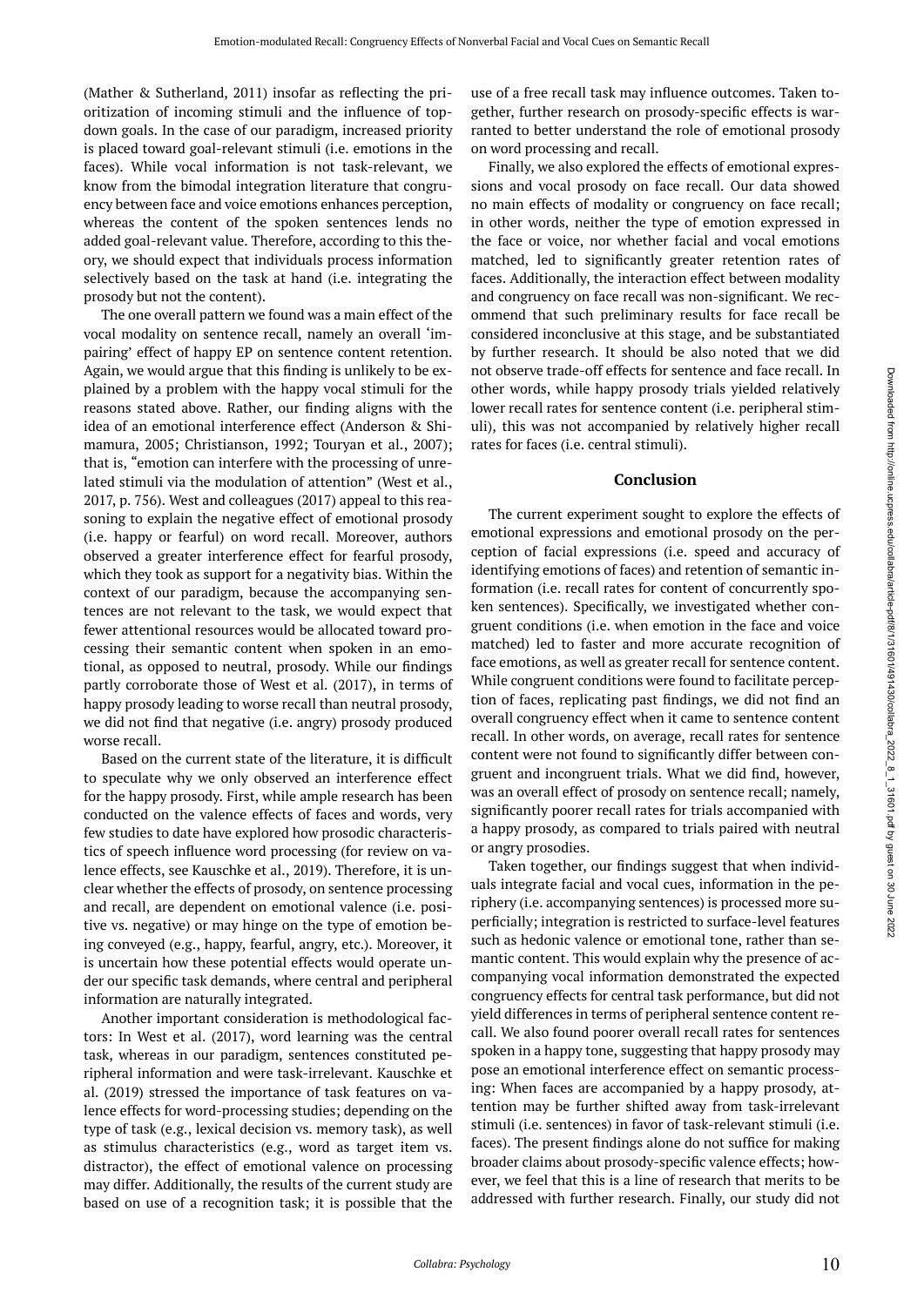(Mather & Sutherland, 2011) insofar as reflecting the prioritization of incoming stimuli and the influence of top-down goals. In the case of our paradigm, increased priority is placed toward goal-relevant stimuli (i.e. emotions in the faces). While vocal information is not task-relevant, we know from the bimodal integration literature that congruency between face and voice emotions enhances perception, whereas the content of the spoken sentences lends no added goal-relevant value. Therefore, according to this theory, we should expect that individuals process information selectively based on the task at hand (i.e. integrating the prosody but not the content).

The one overall pattern we found was a main effect of the vocal modality on sentence recall, namely an overall 'impairing' effect of happy EP on sentence content retention. Again, we would argue that this finding is unlikely to be explained by a problem with the happy vocal stimuli for the reasons stated above. Rather, our finding aligns with the idea of an emotional interference effect (Anderson & Shimamura, 2005; Christianson, 1992; Touryan et al., 2007); that is, "emotion can interfere with the processing of unrelated stimuli via the modulation of attention" (West et al., 2017, p. 756). West and colleagues (2017) appeal to this reasoning to explain the negative effect of emotional prosody (i.e. happy or fearful) on word recall. Moreover, authors observed a greater interference effect for fearful prosody, which they took as support for a negativity bias. Within the context of our paradigm, because the accompanying sentences are not relevant to the task, we would expect that fewer attentional resources would be allocated toward processing their semantic content when spoken in an emotional, as opposed to neutral, prosody. While our findings partly corroborate those of West et al. (2017), in terms of happy prosody leading to worse recall than neutral prosody, we did not find that negative (i.e. angry) prosody produced worse recall.

Based on the current state of the literature, it is difficult to speculate why we only observed an interference effect for the happy prosody. First, while ample research has been conducted on the valence effects of faces and words, very few studies to date have explored how prosodic characteristics of speech influence word processing (for review on valence effects, see Kauschke et al., 2019). Therefore, it is unclear whether the effects of prosody, on sentence processing and recall, are dependent on emotional valence (i.e. positive vs. negative) or may hinge on the type of emotion being conveyed (e.g., happy, fearful, angry, etc.). Moreover, it is uncertain how these potential effects would operate under our specific task demands, where central and peripheral information are naturally integrated.

Another important consideration is methodological factors: In West et al. (2017), word learning was the central task, whereas in our paradigm, sentences constituted peripheral information and were task-irrelevant. Kauschke et al. (2019) stressed the importance of task features on valence effects for word-processing studies; depending on the type of task (e.g., lexical decision vs. memory task), as well as stimulus characteristics (e.g., word as target item vs. distractor), the effect of emotional valence on processing may differ. Additionally, the results of the current study are based on use of a recognition task; it is possible that the use of a free recall task may influence outcomes. Taken together, further research on prosody-specific effects is warranted to better understand the role of emotional prosody on word processing and recall.

Finally, we also explored the effects of emotional expressions and vocal prosody on face recall. Our data showed no main effects of modality or congruency on face recall; in other words, neither the type of emotion expressed in the face or voice, nor whether facial and vocal emotions matched, led to significantly greater retention rates of faces. Additionally, the interaction effect between modality and congruency on face recall was non-significant. We recommend that such preliminary results for face recall be considered inconclusive at this stage, and be substantiated by further research. It should be also noted that we did not observe trade-off effects for sentence and face recall. In other words, while happy prosody trials yielded relatively lower recall rates for sentence content (i.e. peripheral stimuli), this was not accompanied by relatively higher recall rates for faces (i.e. central stimuli).

## Conclusion

The current experiment sought to explore the effects of emotional expressions and emotional prosody on the perception of facial expressions (i.e. speed and accuracy of identifying emotions of faces) and retention of semantic information (i.e. recall rates for content of concurrently spoken sentences). Specifically, we investigated whether congruent conditions (i.e. when emotion in the face and voice matched) led to faster and more accurate recognition of face emotions, as well as greater recall for sentence content. While congruent conditions were found to facilitate perception of faces, replicating past findings, we did not find an overall congruency effect when it came to sentence content recall. In other words, on average, recall rates for sentence content were not found to significantly differ between congruent and incongruent trials. What we did find, however, was an overall effect of prosody on sentence recall; namely, significantly poorer recall rates for trials accompanied with a happy prosody, as compared to trials paired with neutral or angry prosodies.

Taken together, our findings suggest that when individuals integrate facial and vocal cues, information in the periphery (i.e. accompanying sentences) is processed more superficially; integration is restricted to surface-level features such as hedonic valence or emotional tone, rather than semantic content. This would explain why the presence of accompanying vocal information demonstrated the expected congruency effects for central task performance, but did not yield differences in terms of peripheral sentence content recall. We also found poorer overall recall rates for sentences spoken in a happy tone, suggesting that happy prosody may pose an emotional interference effect on semantic processing: When faces are accompanied by a happy prosody, attention may be further shifted away from task-irrelevant stimuli (i.e. sentences) in favor of task-relevant stimuli (i.e. faces). The present findings alone do not suffice for making broader claims about prosody-specific valence effects; however, we feel that this is a line of research that merits to be addressed with further research. Finally, our study did not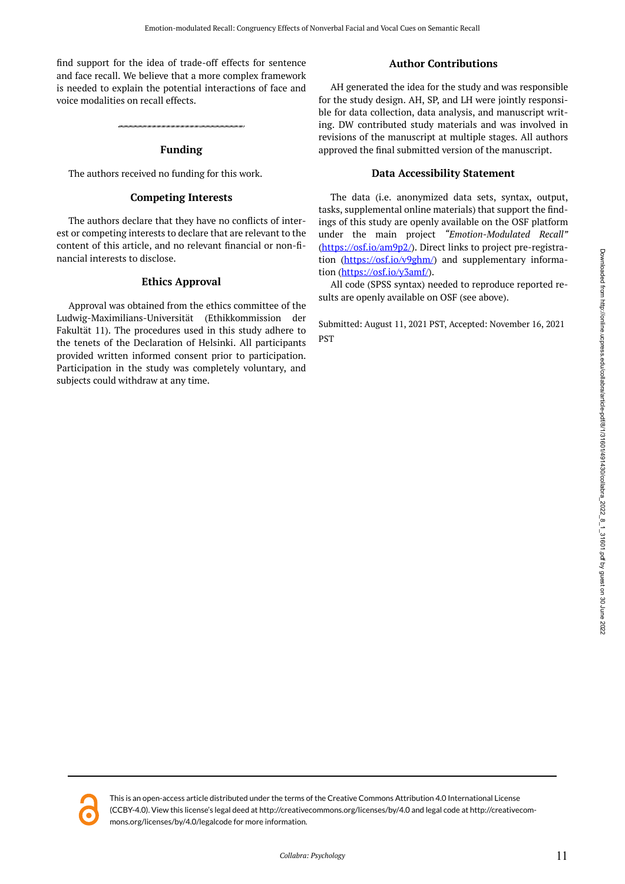find support for the idea of trade-off effects for sentence and face recall. We believe that a more complex framework is needed to explain the potential interactions of face and voice modalities on recall effects.

## Funding

The authors received no funding for this work.

## Competing Interests

The authors declare that they have no conflicts of interest or competing interests to declare that are relevant to the content of this article, and no relevant financial or non-financial interests to disclose.

## Ethics Approval

Approval was obtained from the ethics committee of the Ludwig-Maximilians-Universität (Ethikkommission der Fakultät 11). The procedures used in this study adhere to the tenets of the Declaration of Helsinki. All participants provided written informed consent prior to participation. Participation in the study was completely voluntary, and subjects could withdraw at any time.

## Author Contributions

AH generated the idea for the study and was responsible for the study design. AH, SP, and LH were jointly responsible for data collection, data analysis, and manuscript writing. DW contributed study materials and was involved in revisions of the manuscript at multiple stages. All authors approved the final submitted version of the manuscript.

## Data Accessibility Statement

The data (i.e. anonymized data sets, syntax, output, tasks, supplemental online materials) that support the findings of this study are openly available on the OSF platform under the main project *"Emotion-Modulated Recall"* (https://osf.io/am9p2/). Direct links to project pre-registration (https://osf.io/v9ghm/) and supplementary information (https://osf.io/y3amf/).

All code (SPSS syntax) needed to reproduce reported results are openly available on OSF (see above).

Submitted: August 11, 2021 PST, Accepted: November 16, 2021 PST

This is an open-access article distributed under the terms of the Creative Commons Attribution 4.0 International License (CCBY-4.0). View this license's legal deed at http://creativecommons.org/licenses/by/4.0 and legal code at http://creativecommons.org/licenses/by/4.0/legalcode for more information.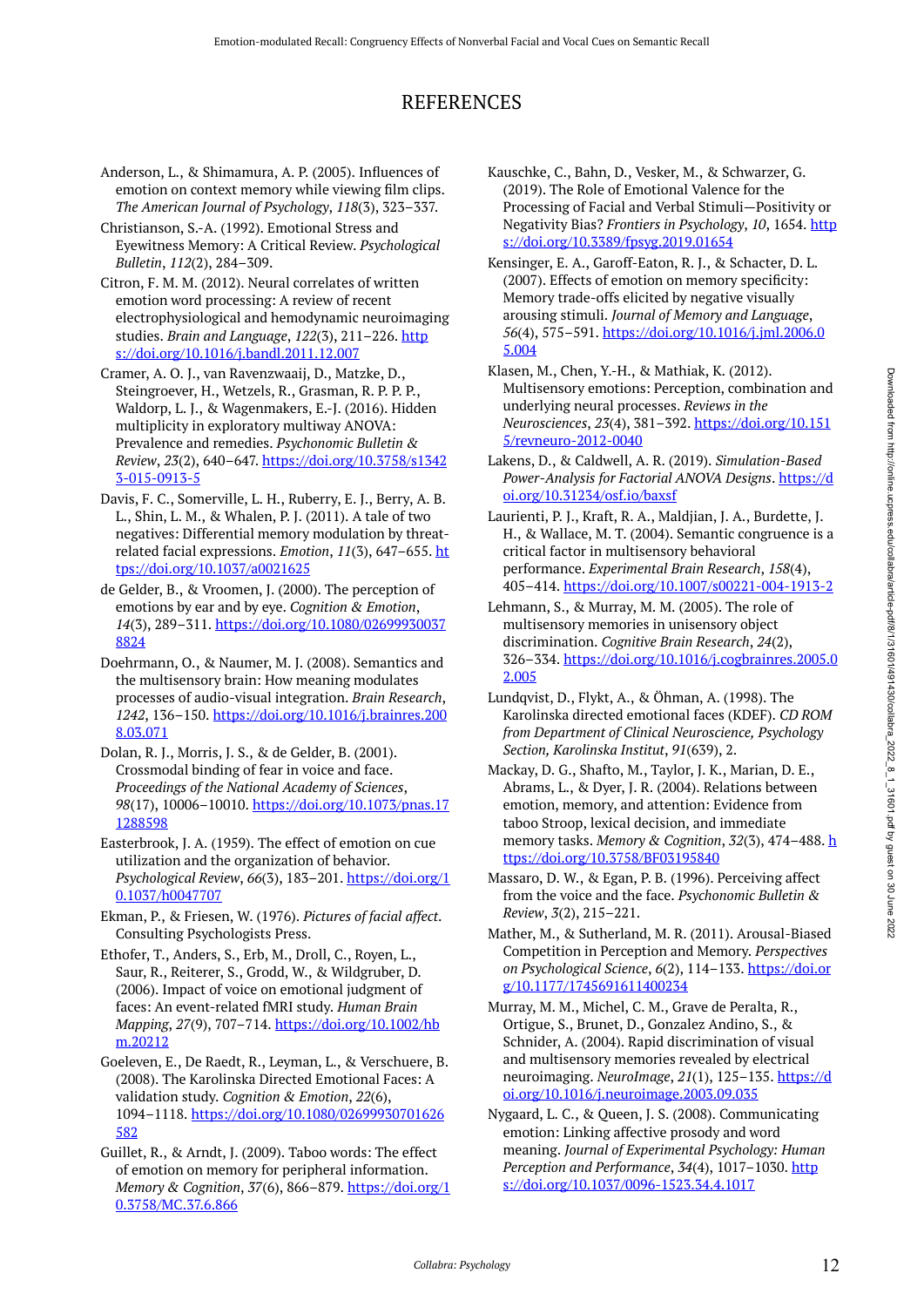# REFERENCES

Anderson, L., & Shimamura, A. P. (2005). Influences of emotion on context memory while viewing film clips. *The American Journal of Psychology*, *118*(3), 323–337.

Christianson, S.-A. (1992). Emotional Stress and Eyewitness Memory: A Critical Review. *Psychological Bulletin*, *112*(2), 284–309.

Citron, F. M. M. (2012). Neural correlates of written emotion word processing: A review of recent electrophysiological and hemodynamic neuroimaging studies. *Brain and Language*, *122*(3), 211–226. https://doi.org/10.1016/j.bandl.2011.12.007

Cramer, A. O. J., van Ravenzwaaij, D., Matzke, D., Steingroever, H., Wetzels, R., Grasman, R. P. P. P., Waldorp, L. J., & Wagenmakers, E.-J. (2016). Hidden multiplicity in exploratory multiway ANOVA: Prevalence and remedies. *Psychonomic Bulletin & Review*, *23*(2), 640–647. https://doi.org/10.3758/s13423-015-0913-5

Davis, F. C., Somerville, L. H., Ruberry, E. J., Berry, A. B. L., Shin, L. M., & Whalen, P. J. (2011). A tale of two negatives: Differential memory modulation by threat-related facial expressions. *Emotion*, *11*(3), 647–655. https://doi.org/10.1037/a0021625

de Gelder, B., & Vroomen, J. (2000). The perception of emotions by ear and by eye. *Cognition & Emotion*, *14*(3), 289–311. https://doi.org/10.1080/026999300378824

Doehrmann, O., & Naumer, M. J. (2008). Semantics and the multisensory brain: How meaning modulates processes of audio-visual integration. *Brain Research*, *1242*, 136–150. https://doi.org/10.1016/j.brainres.2008.03.071

Dolan, R. J., Morris, J. S., & de Gelder, B. (2001). Crossmodal binding of fear in voice and face. *Proceedings of the National Academy of Sciences*, *98*(17), 10006–10010. https://doi.org/10.1073/pnas.171288598

Easterbrook, J. A. (1959). The effect of emotion on cue utilization and the organization of behavior. *Psychological Review*, *66*(3), 183–201. https://doi.org/10.1037/h0047707

Ekman, P., & Friesen, W. (1976). *Pictures of facial affect*. Consulting Psychologists Press.

Ethofer, T., Anders, S., Erb, M., Droll, C., Royen, L., Saur, R., Reiterer, S., Grodd, W., & Wildgruber, D. (2006). Impact of voice on emotional judgment of faces: An event-related fMRI study. *Human Brain Mapping*, *27*(9), 707–714. https://doi.org/10.1002/hbm.20212

Goeleven, E., De Raedt, R., Leyman, L., & Verschuere, B. (2008). The Karolinska Directed Emotional Faces: A validation study. *Cognition & Emotion*, *22*(6), 1094–1118. https://doi.org/10.1080/02699930701626582

Guillet, R., & Arndt, J. (2009). Taboo words: The effect of emotion on memory for peripheral information. *Memory & Cognition*, *37*(6), 866–879. https://doi.org/10.3758/MC.37.6.866

Kauschke, C., Bahn, D., Vesker, M., & Schwarzer, G. (2019). The Role of Emotional Valence for the Processing of Facial and Verbal Stimuli—Positivity or Negativity Bias? *Frontiers in Psychology*, *10*, 1654. https://doi.org/10.3389/fpsyg.2019.01654

Kensinger, E. A., Garoff-Eaton, R. J., & Schacter, D. L. (2007). Effects of emotion on memory specificity: Memory trade-offs elicited by negative visually arousing stimuli. *Journal of Memory and Language*, *56*(4), 575–591. https://doi.org/10.1016/j.jml.2006.05.004

Klasen, M., Chen, Y.-H., & Mathiak, K. (2012). Multisensory emotions: Perception, combination and underlying neural processes. *Reviews in the Neurosciences*, *23*(4), 381–392. https://doi.org/10.1515/revneuro-2012-0040

Lakens, D., & Caldwell, A. R. (2019). *Simulation-Based Power-Analysis for Factorial ANOVA Designs*. https://doi.org/10.31234/osf.io/baxsf

Laurienti, P. J., Kraft, R. A., Maldjian, J. A., Burdette, J. H., & Wallace, M. T. (2004). Semantic congruence is a critical factor in multisensory behavioral performance. *Experimental Brain Research*, *158*(4), 405–414. https://doi.org/10.1007/s00221-004-1913-2

Lehmann, S., & Murray, M. M. (2005). The role of multisensory memories in unisensory object discrimination. *Cognitive Brain Research*, *24*(2), 326–334. https://doi.org/10.1016/j.cogbrainres.2005.02.005

Lundqvist, D., Flykt, A., & Öhman, A. (1998). The Karolinska directed emotional faces (KDEF). *CD ROM from Department of Clinical Neuroscience, Psychology Section, Karolinska Institut*, *91*(639), 2.

Mackay, D. G., Shafto, M., Taylor, J. K., Marian, D. E., Abrams, L., & Dyer, J. R. (2004). Relations between emotion, memory, and attention: Evidence from taboo Stroop, lexical decision, and immediate memory tasks. *Memory & Cognition*, *32*(3), 474–488. https://doi.org/10.3758/BF03195840

Massaro, D. W., & Egan, P. B. (1996). Perceiving affect from the voice and the face. *Psychonomic Bulletin & Review*, *3*(2), 215–221.

Mather, M., & Sutherland, M. R. (2011). Arousal-Biased Competition in Perception and Memory. *Perspectives on Psychological Science*, *6*(2), 114–133. https://doi.org/10.1177/1745691611400234

Murray, M. M., Michel, C. M., Grave de Peralta, R., Ortigue, S., Brunet, D., Gonzalez Andino, S., & Schnider, A. (2004). Rapid discrimination of visual and multisensory memories revealed by electrical neuroimaging. *NeuroImage*, *21*(1), 125–135. https://doi.org/10.1016/j.neuroimage.2003.09.035

Nygaard, L. C., & Queen, J. S. (2008). Communicating emotion: Linking affective prosody and word meaning. *Journal of Experimental Psychology: Human Perception and Performance*, *34*(4), 1017–1030. https://doi.org/10.1037/0096-1523.34.4.1017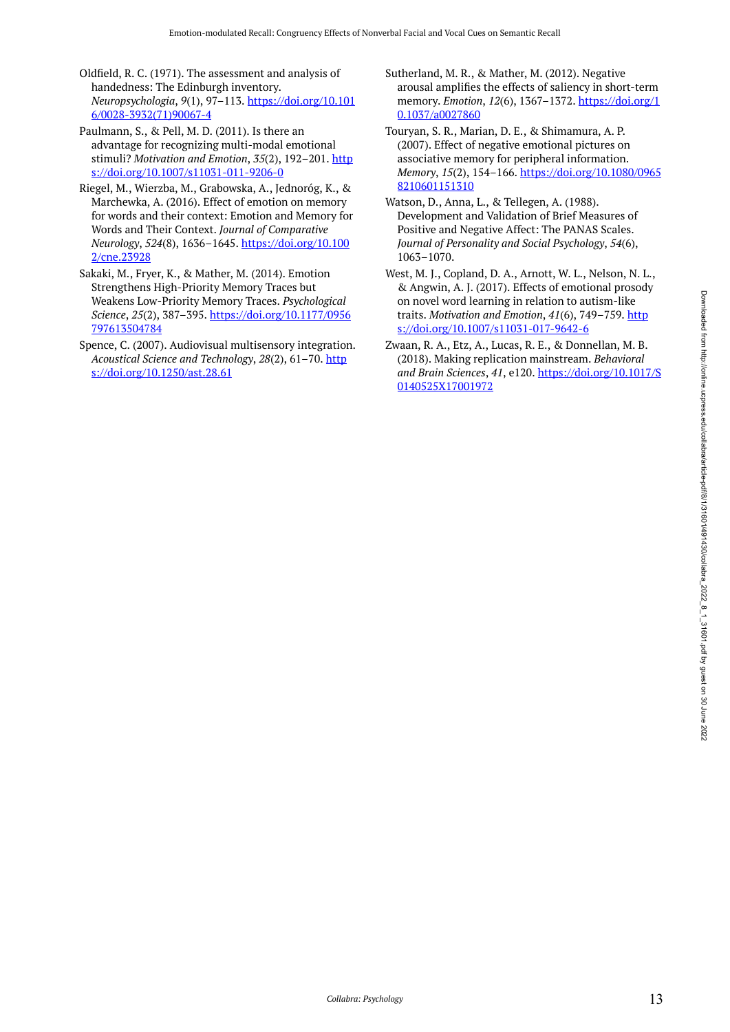Oldfield, R. C. (1971). The assessment and analysis of handedness: The Edinburgh inventory. *Neuropsychologia*, *9*(1), 97–113. https://doi.org/10.1016/0028-3932(71)90067-4

Paulmann, S., & Pell, M. D. (2011). Is there an advantage for recognizing multi-modal emotional stimuli? *Motivation and Emotion*, *35*(2), 192–201. https://doi.org/10.1007/s11031-011-9206-0

Riegel, M., Wierzba, M., Grabowska, A., Jednoróg, K., & Marchewka, A. (2016). Effect of emotion on memory for words and their context: Emotion and Memory for Words and Their Context. *Journal of Comparative Neurology*, *524*(8), 1636–1645. https://doi.org/10.1002/cne.23928

Sakaki, M., Fryer, K., & Mather, M. (2014). Emotion Strengthens High-Priority Memory Traces but Weakens Low-Priority Memory Traces. *Psychological Science*, *25*(2), 387–395. https://doi.org/10.1177/0956797613504784

Spence, C. (2007). Audiovisual multisensory integration. *Acoustical Science and Technology*, *28*(2), 61–70. https://doi.org/10.1250/ast.28.61

Sutherland, M. R., & Mather, M. (2012). Negative arousal amplifies the effects of saliency in short-term memory. *Emotion*, *12*(6), 1367–1372. https://doi.org/10.1037/a0027860

Touryan, S. R., Marian, D. E., & Shimamura, A. P. (2007). Effect of negative emotional pictures on associative memory for peripheral information. *Memory*, *15*(2), 154–166. https://doi.org/10.1080/09658210601151310

Watson, D., Anna, L., & Tellegen, A. (1988). Development and Validation of Brief Measures of Positive and Negative Affect: The PANAS Scales. *Journal of Personality and Social Psychology*, *54*(6), 1063–1070.

West, M. J., Copland, D. A., Arnott, W. L., Nelson, N. L., & Angwin, A. J. (2017). Effects of emotional prosody on novel word learning in relation to autism-like traits. *Motivation and Emotion*, *41*(6), 749–759. https://doi.org/10.1007/s11031-017-9642-6

Zwaan, R. A., Etz, A., Lucas, R. E., & Donnellan, M. B. (2018). Making replication mainstream. *Behavioral and Brain Sciences*, *41*, e120. https://doi.org/10.1017/S0140525X17001972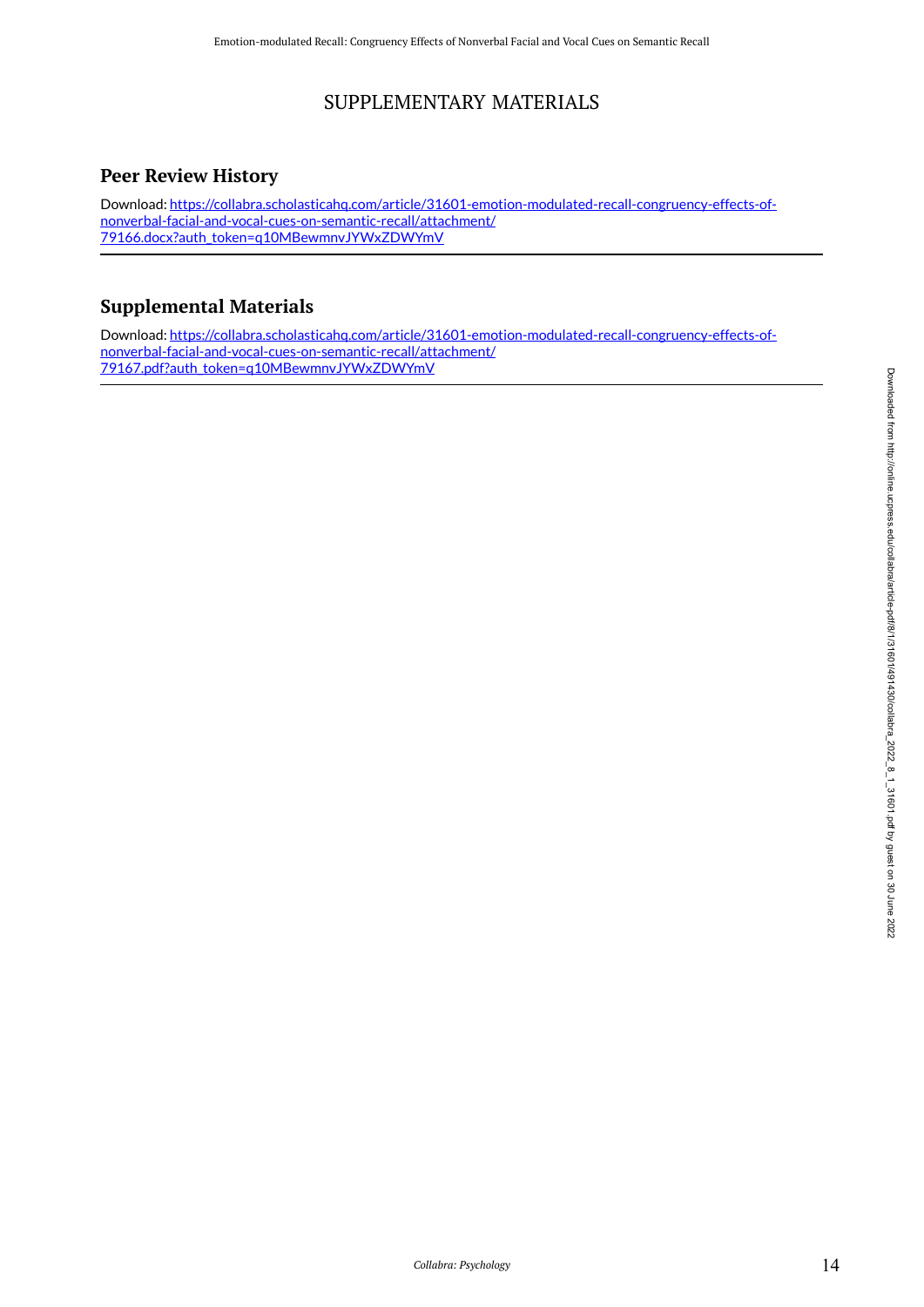# SUPPLEMENTARY MATERIALS

## Peer Review History

Download: https://collabra.scholasticahq.com/article/31601-emotion-modulated-recall-congruency-effects-of-nonverbal-facial-and-vocal-cues-on-semantic-recall/attachment/79166.docx?auth_token=q10MBewmnvJYWxZDWYmV

## Supplemental Materials

Download: https://collabra.scholasticahq.com/article/31601-emotion-modulated-recall-congruency-effects-of-nonverbal-facial-and-vocal-cues-on-semantic-recall/attachment/79167.pdf?auth_token=q10MBewmnvJYWxZDWYmV